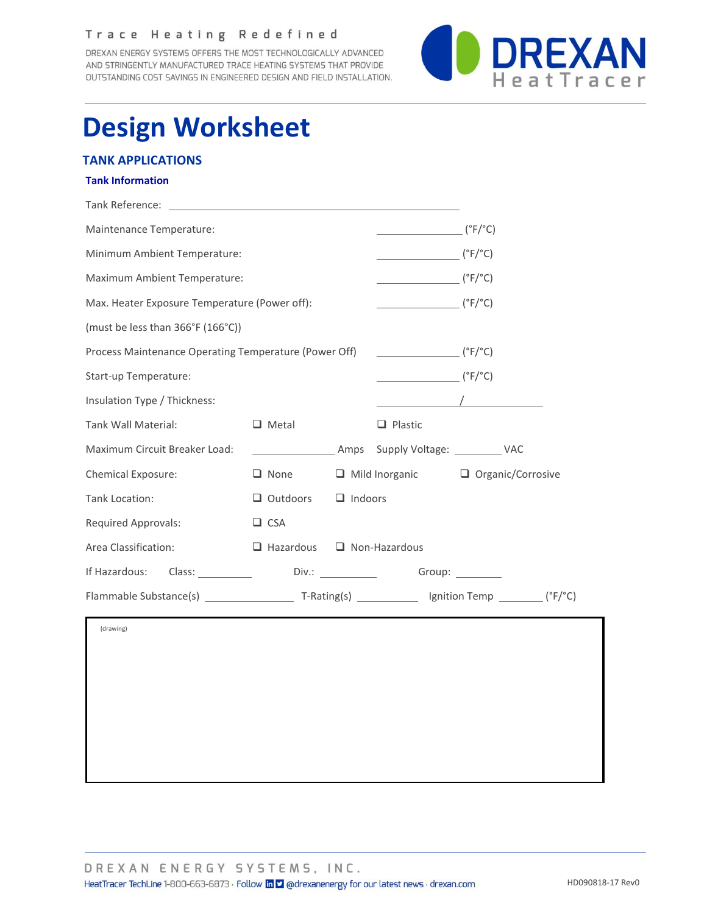**Trace Heating Redefined**

DREXAN ENERGY SYSTEMS OFFERS THE MOST TECHNOLOGICALLY ADVANCED AND STRINGENTLY MANUFACTURED TRACE HEATING SYSTEMS THAT PROVIDE OUTSTANDING COST SAVINGS IN ENGINEERED DESIGN AND FIELD INSTALLATION.

DREXAN HeatTracer

# Design Worksheet

## TANK APPLICATIONS

### Tank Information

Tank Reference: ________________________________________

Maintenance Temperature: ______________ (°F/°C)

Minimum Ambient Temperature: ______________ (°F/°C)

Maximum Ambient Temperature: ______________ (°F/°C)

Max. Heater Exposure Temperature (Power off): ______________ (°F/°C)

(must be less than 366°F (166°C))

Process Maintenance Operating Temperature (Power Off) ______________ (°F/°C)

Start-up Temperature: ______________ (°F/°C)

Insulation Type / Thickness: ______________ / ______________

Tank Wall Material: ❑ Metal ❑ Plastic

Maximum Circuit Breaker Load: ______________ Amps Supply Voltage: ________ VAC

Chemical Exposure: ❑ None ❑ Mild Inorganic ❑ Organic/Corrosive

Tank Location: ❑ Outdoors ❑ Indoors

Required Approvals: ❑ CSA

Area Classification: ❑ Hazardous ❑ Non-Hazardous

If Hazardous: Class: __________ Div.: __________ Group: __________

Flammable Substance(s) ______________ T-Rating(s) __________ Ignition Temp ________ (°F/°C)

(drawing)

DREXAN ENERGY SYSTEMS, INC.

HeatTracer TechLine 1-800-663-6873 · Follow @drexanenergy for our latest news · drexan.com

HD090818-17 Rev0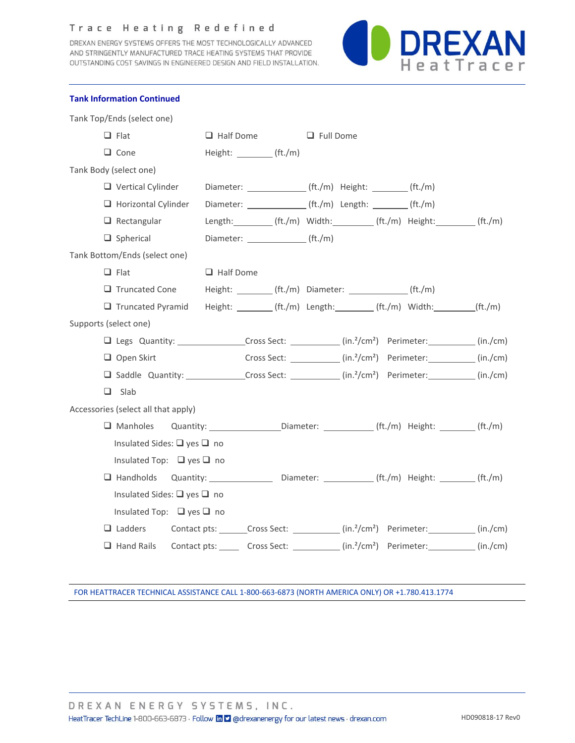Trace Heating Redefined

DREXAN ENERGY SYSTEMS OFFERS THE MOST TECHNOLOGICALLY ADVANCED AND STRINGENTLY MANUFACTURED TRACE HEATING SYSTEMS THAT PROVIDE OUTSTANDING COST SAVINGS IN ENGINEERED DESIGN AND FIELD INSTALLATION.

DREXAN HeatTracer

## Tank Information Continued

Tank Top/Ends (select one)

- ❑ Flat ❑ Half Dome ❑ Full Dome
- ❑ Cone Height: ________ (ft./m)

Tank Body (select one)

- ❑ Vertical Cylinder Diameter: ____________ (ft./m) Height: ________ (ft./m)
- ❑ Horizontal Cylinder Diameter: ____________ (ft./m) Length: ________ (ft./m)
- ❑ Rectangular Length: ________ (ft./m) Width: ________ (ft./m) Height: ________ (ft./m)
- ❑ Spherical Diameter: ____________ (ft./m)

Tank Bottom/Ends (select one)

- ❑ Flat ❑ Half Dome
- ❑ Truncated Cone Height: ________ (ft./m) Diameter: ____________ (ft./m)
- ❑ Truncated Pyramid Height: ________ (ft./m) Length: ________ (ft./m) Width: ________ (ft./m)

Supports (select one)

- ❑ Legs Quantity: ______________ Cross Sect: __________ (in.²/cm²) Perimeter: __________ (in./cm)
- ❑ Open Skirt Cross Sect: __________ (in.²/cm²) Perimeter: __________ (in./cm)
- ❑ Saddle Quantity: ______________ Cross Sect: __________ (in.²/cm²) Perimeter: __________ (in./cm)
- ❑ Slab

Accessories (select all that apply)

- ❑ Manholes Quantity: ______________ Diameter: __________ (ft./m) Height: ________ (ft./m)
  - Insulated Sides: ❑ yes ❑ no
  - Insulated Top: ❑ yes ❑ no
- ❑ Handholds Quantity: ______________ Diameter: __________ (ft./m) Height: ________ (ft./m)
  - Insulated Sides: ❑ yes ❑ no
  - Insulated Top: ❑ yes ❑ no
- ❑ Ladders Contact pts: ______ Cross Sect: __________ (in.²/cm²) Perimeter: __________ (in./cm)
- ❑ Hand Rails Contact pts: ______ Cross Sect: __________ (in.²/cm²) Perimeter: __________ (in./cm)

FOR HEATTRACER TECHNICAL ASSISTANCE CALL 1-800-663-6873 (NORTH AMERICA ONLY) OR +1.780.413.1774

DREXAN ENERGY SYSTEMS, INC.

HeatTracer TechLine 1-800-663-6873 · Follow @drexanenergy for our latest news · drexan.com

HD090818-17 Rev0